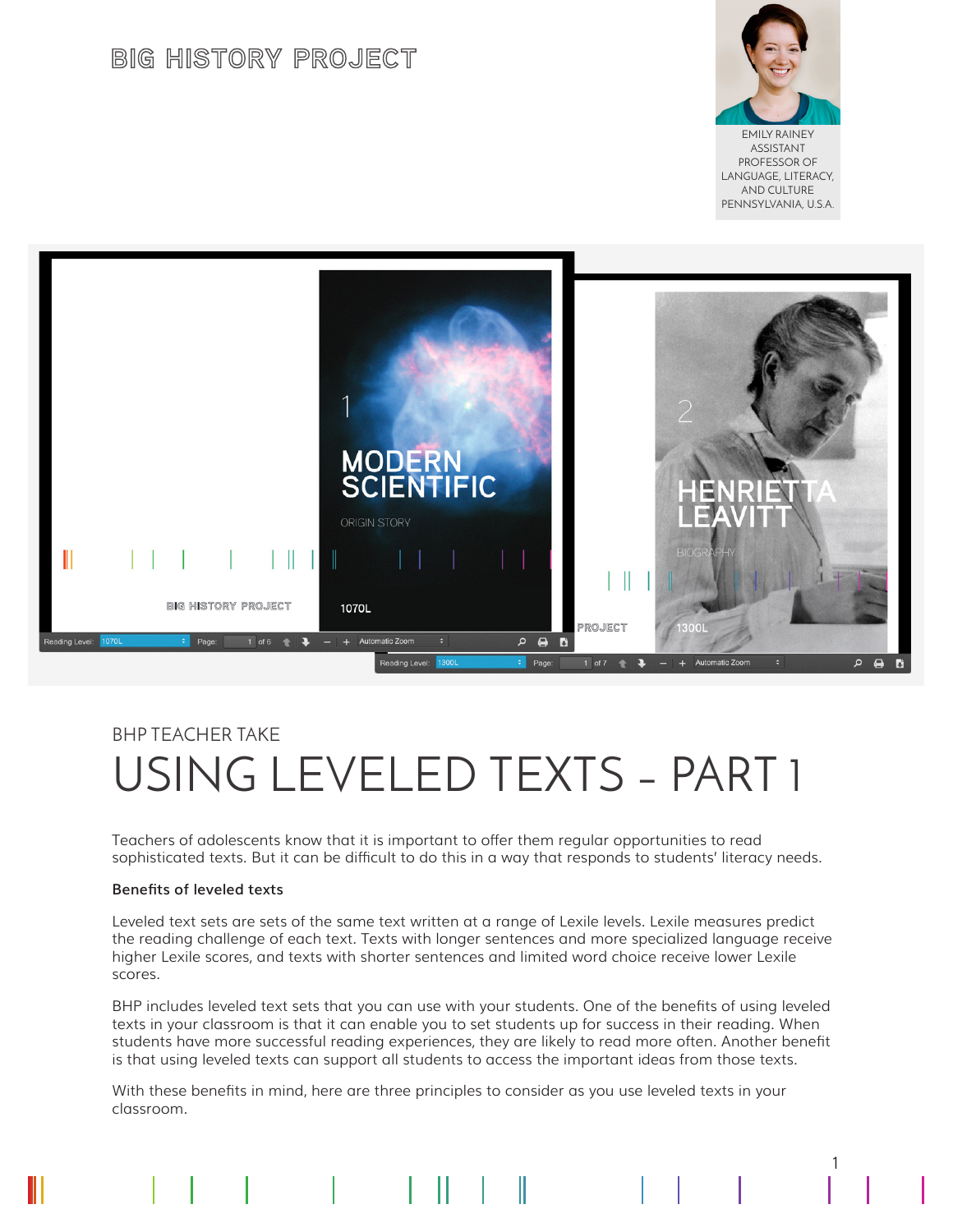BIG HISTORY PROJECT

EMILY RAINEY
ASSISTANT PROFESSOR OF LANGUAGE, LITERACY, AND CULTURE
PENNSYLVANIA, U.S.A.

BHP TEACHER TAKE

# USING LEVELED TEXTS – PART 1

Teachers of adolescents know that it is important to offer them regular opportunities to read sophisticated texts. But it can be difficult to do this in a way that responds to students' literacy needs.

### Benefits of leveled texts

Leveled text sets are sets of the same text written at a range of Lexile levels. Lexile measures predict the reading challenge of each text. Texts with longer sentences and more specialized language receive higher Lexile scores, and texts with shorter sentences and limited word choice receive lower Lexile scores.

BHP includes leveled text sets that you can use with your students. One of the benefits of using leveled texts in your classroom is that it can enable you to set students up for success in their reading. When students have more successful reading experiences, they are likely to read more often. Another benefit is that using leveled texts can support all students to access the important ideas from those texts.

With these benefits in mind, here are three principles to consider as you use leveled texts in your classroom.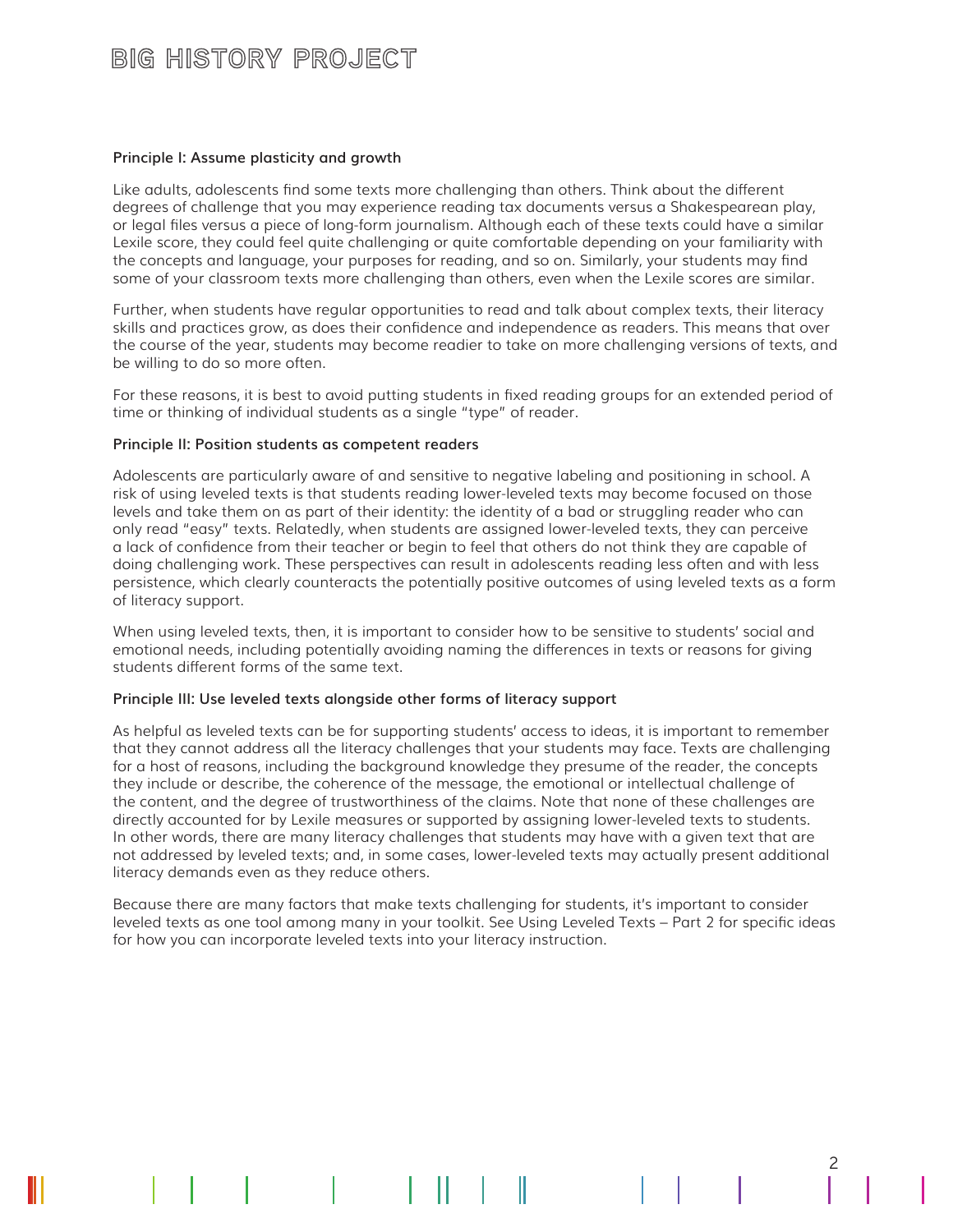**Principle I: Assume plasticity and growth**

Like adults, adolescents find some texts more challenging than others. Think about the different degrees of challenge that you may experience reading tax documents versus a Shakespearean play, or legal files versus a piece of long-form journalism. Although each of these texts could have a similar Lexile score, they could feel quite challenging or quite comfortable depending on your familiarity with the concepts and language, your purposes for reading, and so on. Similarly, your students may find some of your classroom texts more challenging than others, even when the Lexile scores are similar.

Further, when students have regular opportunities to read and talk about complex texts, their literacy skills and practices grow, as does their confidence and independence as readers. This means that over the course of the year, students may become readier to take on more challenging versions of texts, and be willing to do so more often.

For these reasons, it is best to avoid putting students in fixed reading groups for an extended period of time or thinking of individual students as a single "type" of reader.

**Principle II: Position students as competent readers**

Adolescents are particularly aware of and sensitive to negative labeling and positioning in school. A risk of using leveled texts is that students reading lower-leveled texts may become focused on those levels and take them on as part of their identity: the identity of a bad or struggling reader who can only read "easy" texts. Relatedly, when students are assigned lower-leveled texts, they can perceive a lack of confidence from their teacher or begin to feel that others do not think they are capable of doing challenging work. These perspectives can result in adolescents reading less often and with less persistence, which clearly counteracts the potentially positive outcomes of using leveled texts as a form of literacy support.

When using leveled texts, then, it is important to consider how to be sensitive to students' social and emotional needs, including potentially avoiding naming the differences in texts or reasons for giving students different forms of the same text.

**Principle III: Use leveled texts alongside other forms of literacy support**

As helpful as leveled texts can be for supporting students' access to ideas, it is important to remember that they cannot address all the literacy challenges that your students may face. Texts are challenging for a host of reasons, including the background knowledge they presume of the reader, the concepts they include or describe, the coherence of the message, the emotional or intellectual challenge of the content, and the degree of trustworthiness of the claims. Note that none of these challenges are directly accounted for by Lexile measures or supported by assigning lower-leveled texts to students. In other words, there are many literacy challenges that students may have with a given text that are not addressed by leveled texts; and, in some cases, lower-leveled texts may actually present additional literacy demands even as they reduce others.

Because there are many factors that make texts challenging for students, it's important to consider leveled texts as one tool among many in your toolkit. See Using Leveled Texts – Part 2 for specific ideas for how you can incorporate leveled texts into your literacy instruction.